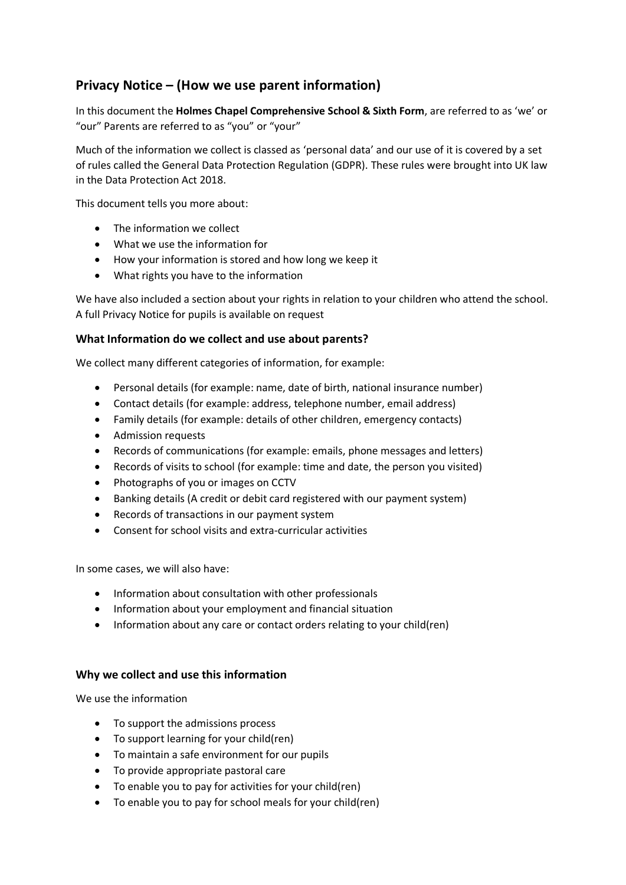## Privacy Notice – (How we use parent information)

In this document the **Holmes Chapel Comprehensive School & Sixth Form**, are referred to as 'we' or "our" Parents are referred to as "you" or "your"

Much of the information we collect is classed as 'personal data' and our use of it is covered by a set of rules called the General Data Protection Regulation (GDPR). These rules were brought into UK law in the Data Protection Act 2018.

This document tells you more about:

- The information we collect
- What we use the information for
- How your information is stored and how long we keep it
- What rights you have to the information

We have also included a section about your rights in relation to your children who attend the school. A full Privacy Notice for pupils is available on request

### What Information do we collect and use about parents?

We collect many different categories of information, for example:

- Personal details (for example: name, date of birth, national insurance number)
- Contact details (for example: address, telephone number, email address)
- Family details (for example: details of other children, emergency contacts)
- Admission requests
- Records of communications (for example: emails, phone messages and letters)
- Records of visits to school (for example: time and date, the person you visited)
- Photographs of you or images on CCTV
- Banking details (A credit or debit card registered with our payment system)
- Records of transactions in our payment system
- Consent for school visits and extra-curricular activities

In some cases, we will also have:

- Information about consultation with other professionals
- Information about your employment and financial situation
- Information about any care or contact orders relating to your child(ren)

### Why we collect and use this information

We use the information

- To support the admissions process
- To support learning for your child(ren)
- To maintain a safe environment for our pupils
- To provide appropriate pastoral care
- To enable you to pay for activities for your child(ren)
- To enable you to pay for school meals for your child(ren)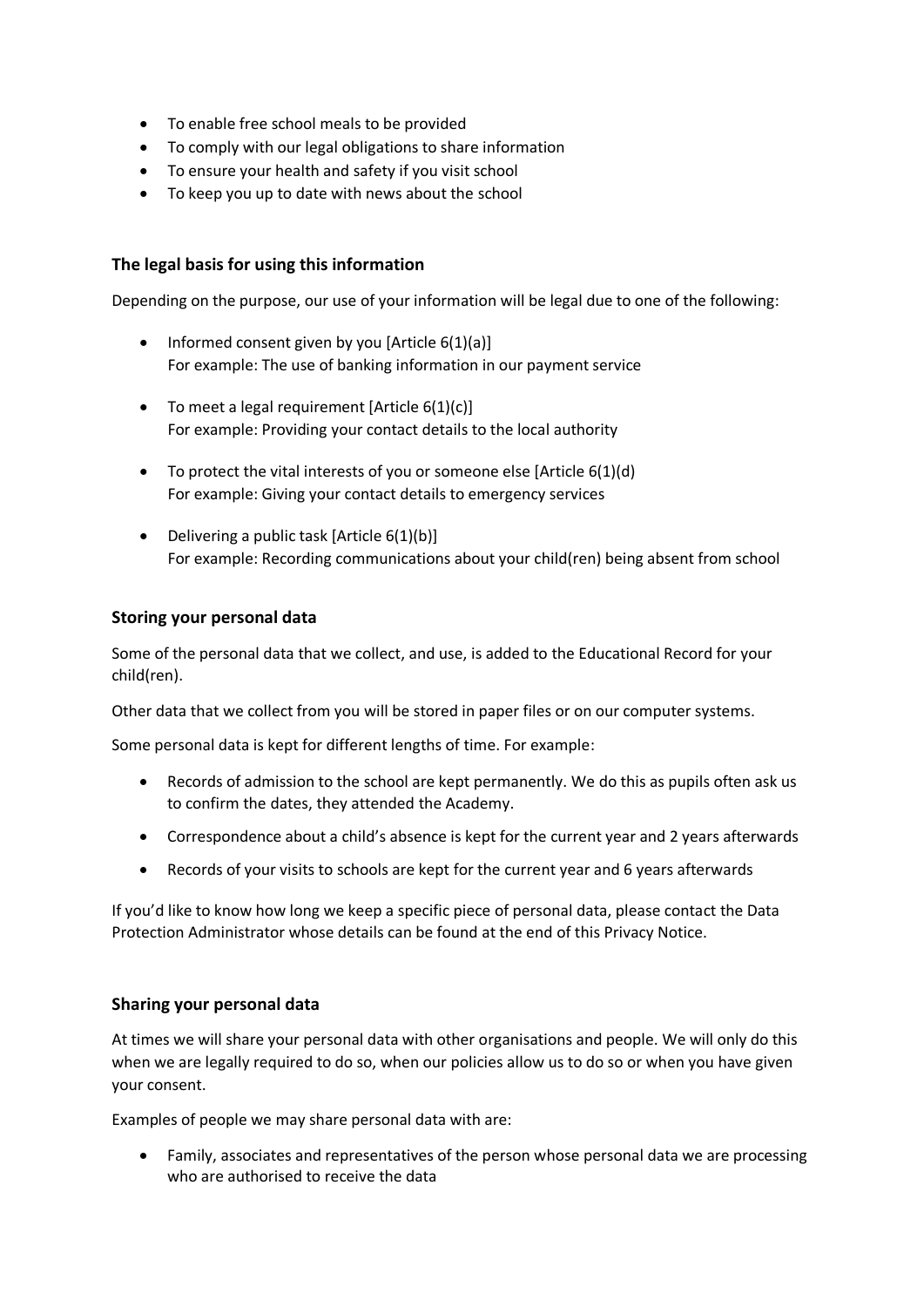- To enable free school meals to be provided
- To comply with our legal obligations to share information
- To ensure your health and safety if you visit school
- To keep you up to date with news about the school

### The legal basis for using this information

Depending on the purpose, our use of your information will be legal due to one of the following:

- Informed consent given by you [Article 6(1)(a)]
  For example: The use of banking information in our payment service
- To meet a legal requirement [Article 6(1)(c)]
  For example: Providing your contact details to the local authority
- To protect the vital interests of you or someone else [Article 6(1)(d)
  For example: Giving your contact details to emergency services
- Delivering a public task [Article 6(1)(b)]
  For example: Recording communications about your child(ren) being absent from school

### Storing your personal data

Some of the personal data that we collect, and use, is added to the Educational Record for your child(ren).

Other data that we collect from you will be stored in paper files or on our computer systems.

Some personal data is kept for different lengths of time. For example:

- Records of admission to the school are kept permanently. We do this as pupils often ask us to confirm the dates, they attended the Academy.
- Correspondence about a child's absence is kept for the current year and 2 years afterwards
- Records of your visits to schools are kept for the current year and 6 years afterwards

If you'd like to know how long we keep a specific piece of personal data, please contact the Data Protection Administrator whose details can be found at the end of this Privacy Notice.

### Sharing your personal data

At times we will share your personal data with other organisations and people. We will only do this when we are legally required to do so, when our policies allow us to do so or when you have given your consent.

Examples of people we may share personal data with are:

- Family, associates and representatives of the person whose personal data we are processing who are authorised to receive the data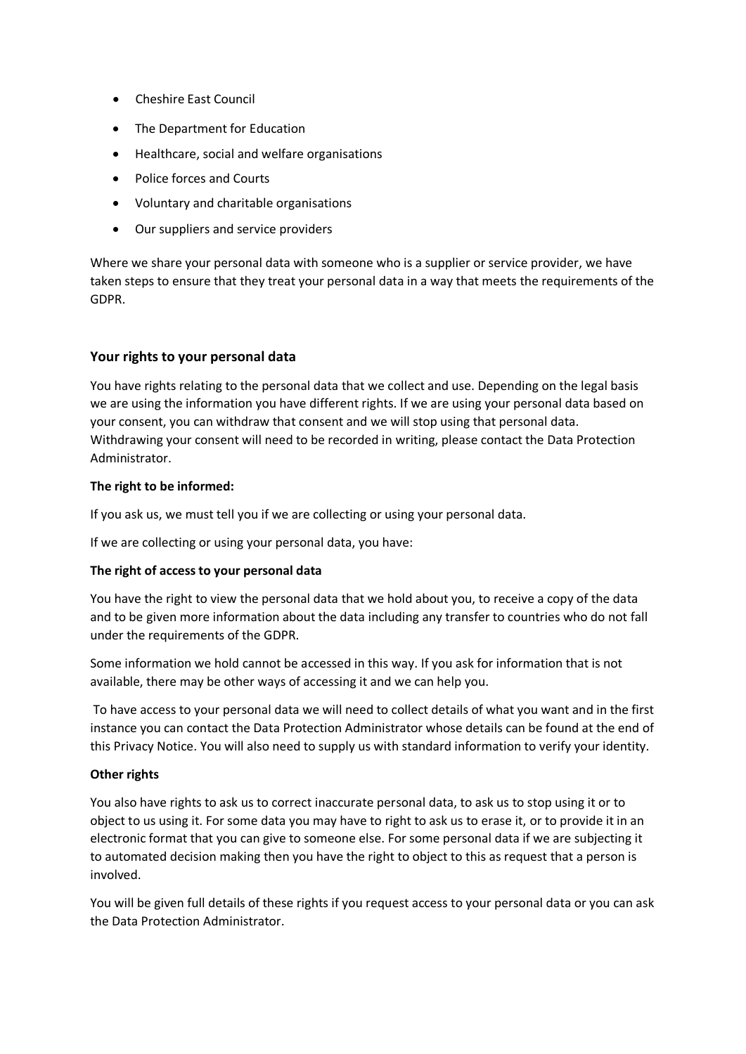- Cheshire East Council
- The Department for Education
- Healthcare, social and welfare organisations
- Police forces and Courts
- Voluntary and charitable organisations
- Our suppliers and service providers

Where we share your personal data with someone who is a supplier or service provider, we have taken steps to ensure that they treat your personal data in a way that meets the requirements of the GDPR.

## Your rights to your personal data

You have rights relating to the personal data that we collect and use. Depending on the legal basis we are using the information you have different rights. If we are using your personal data based on your consent, you can withdraw that consent and we will stop using that personal data. Withdrawing your consent will need to be recorded in writing, please contact the Data Protection Administrator.

**The right to be informed:**

If you ask us, we must tell you if we are collecting or using your personal data.

If we are collecting or using your personal data, you have:

**The right of access to your personal data**

You have the right to view the personal data that we hold about you, to receive a copy of the data and to be given more information about the data including any transfer to countries who do not fall under the requirements of the GDPR.

Some information we hold cannot be accessed in this way. If you ask for information that is not available, there may be other ways of accessing it and we can help you.

To have access to your personal data we will need to collect details of what you want and in the first instance you can contact the Data Protection Administrator whose details can be found at the end of this Privacy Notice. You will also need to supply us with standard information to verify your identity.

**Other rights**

You also have rights to ask us to correct inaccurate personal data, to ask us to stop using it or to object to us using it. For some data you may have to right to ask us to erase it, or to provide it in an electronic format that you can give to someone else. For some personal data if we are subjecting it to automated decision making then you have the right to object to this as request that a person is involved.

You will be given full details of these rights if you request access to your personal data or you can ask the Data Protection Administrator.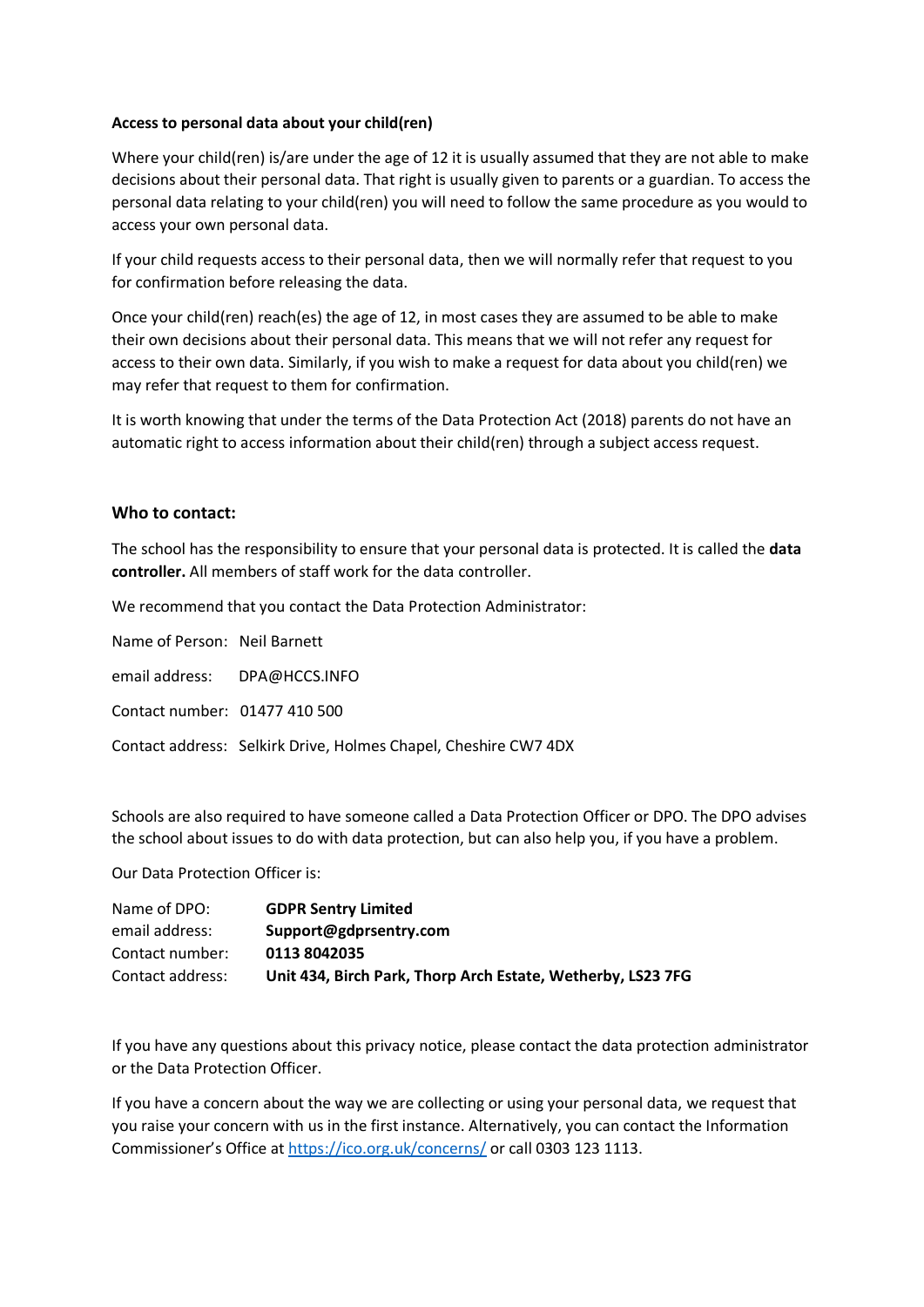**Access to personal data about your child(ren)**

Where your child(ren) is/are under the age of 12 it is usually assumed that they are not able to make decisions about their personal data. That right is usually given to parents or a guardian. To access the personal data relating to your child(ren) you will need to follow the same procedure as you would to access your own personal data.

If your child requests access to their personal data, then we will normally refer that request to you for confirmation before releasing the data.

Once your child(ren) reach(es) the age of 12, in most cases they are assumed to be able to make their own decisions about their personal data. This means that we will not refer any request for access to their own data. Similarly, if you wish to make a request for data about you child(ren) we may refer that request to them for confirmation.

It is worth knowing that under the terms of the Data Protection Act (2018) parents do not have an automatic right to access information about their child(ren) through a subject access request.

## Who to contact:

The school has the responsibility to ensure that your personal data is protected. It is called the **data controller.** All members of staff work for the data controller.

We recommend that you contact the Data Protection Administrator:

Name of Person: Neil Barnett

email address: DPA@HCCS.INFO

Contact number: 01477 410 500

Contact address: Selkirk Drive, Holmes Chapel, Cheshire CW7 4DX

Schools are also required to have someone called a Data Protection Officer or DPO. The DPO advises the school about issues to do with data protection, but can also help you, if you have a problem.

Our Data Protection Officer is:

| | |
|---|---|
| Name of DPO: | **GDPR Sentry Limited** |
| email address: | **Support@gdprsentry.com** |
| Contact number: | **0113 8042035** |
| Contact address: | **Unit 434, Birch Park, Thorp Arch Estate, Wetherby, LS23 7FG** |

If you have any questions about this privacy notice, please contact the data protection administrator or the Data Protection Officer.

If you have a concern about the way we are collecting or using your personal data, we request that you raise your concern with us in the first instance. Alternatively, you can contact the Information Commissioner's Office at https://ico.org.uk/concerns/ or call 0303 123 1113.